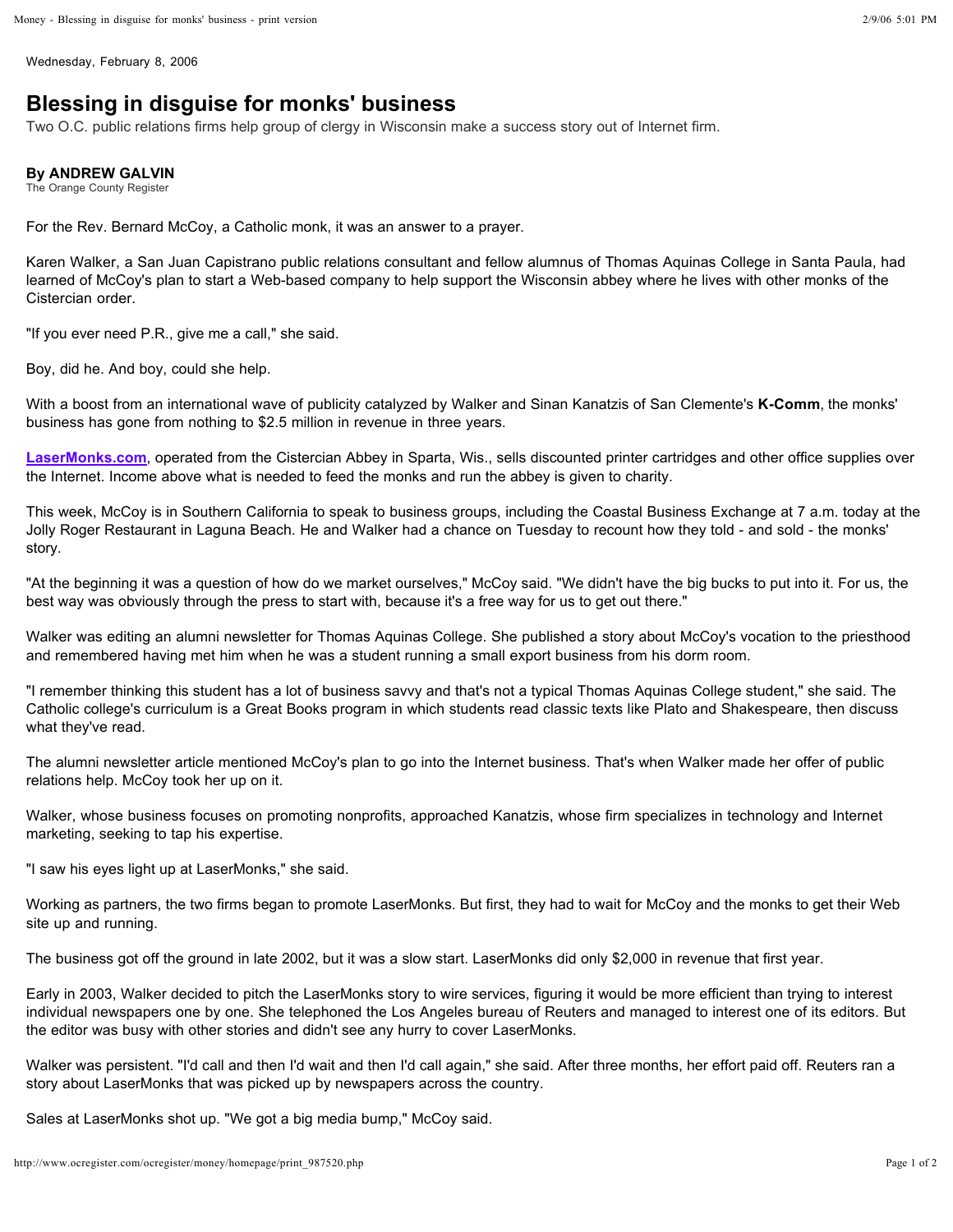Wednesday, February 8, 2006

# Blessing in disguise for monks' business

Two O.C. public relations firms help group of clergy in Wisconsin make a success story out of Internet firm.

**By ANDREW GALVIN**
The Orange County Register

For the Rev. Bernard McCoy, a Catholic monk, it was an answer to a prayer.

Karen Walker, a San Juan Capistrano public relations consultant and fellow alumnus of Thomas Aquinas College in Santa Paula, had learned of McCoy's plan to start a Web-based company to help support the Wisconsin abbey where he lives with other monks of the Cistercian order.

"If you ever need P.R., give me a call," she said.

Boy, did he. And boy, could she help.

With a boost from an international wave of publicity catalyzed by Walker and Sinan Kanatzis of San Clemente's **K-Comm**, the monks' business has gone from nothing to $2.5 million in revenue in three years.

**LaserMonks.com**, operated from the Cistercian Abbey in Sparta, Wis., sells discounted printer cartridges and other office supplies over the Internet. Income above what is needed to feed the monks and run the abbey is given to charity.

This week, McCoy is in Southern California to speak to business groups, including the Coastal Business Exchange at 7 a.m. today at the Jolly Roger Restaurant in Laguna Beach. He and Walker had a chance on Tuesday to recount how they told - and sold - the monks' story.

"At the beginning it was a question of how do we market ourselves," McCoy said. "We didn't have the big bucks to put into it. For us, the best way was obviously through the press to start with, because it's a free way for us to get out there."

Walker was editing an alumni newsletter for Thomas Aquinas College. She published a story about McCoy's vocation to the priesthood and remembered having met him when he was a student running a small export business from his dorm room.

"I remember thinking this student has a lot of business savvy and that's not a typical Thomas Aquinas College student," she said. The Catholic college's curriculum is a Great Books program in which students read classic texts like Plato and Shakespeare, then discuss what they've read.

The alumni newsletter article mentioned McCoy's plan to go into the Internet business. That's when Walker made her offer of public relations help. McCoy took her up on it.

Walker, whose business focuses on promoting nonprofits, approached Kanatzis, whose firm specializes in technology and Internet marketing, seeking to tap his expertise.

"I saw his eyes light up at LaserMonks," she said.

Working as partners, the two firms began to promote LaserMonks. But first, they had to wait for McCoy and the monks to get their Web site up and running.

The business got off the ground in late 2002, but it was a slow start. LaserMonks did only $2,000 in revenue that first year.

Early in 2003, Walker decided to pitch the LaserMonks story to wire services, figuring it would be more efficient than trying to interest individual newspapers one by one. She telephoned the Los Angeles bureau of Reuters and managed to interest one of its editors. But the editor was busy with other stories and didn't see any hurry to cover LaserMonks.

Walker was persistent. "I'd call and then I'd wait and then I'd call again," she said. After three months, her effort paid off. Reuters ran a story about LaserMonks that was picked up by newspapers across the country.

Sales at LaserMonks shot up. "We got a big media bump," McCoy said.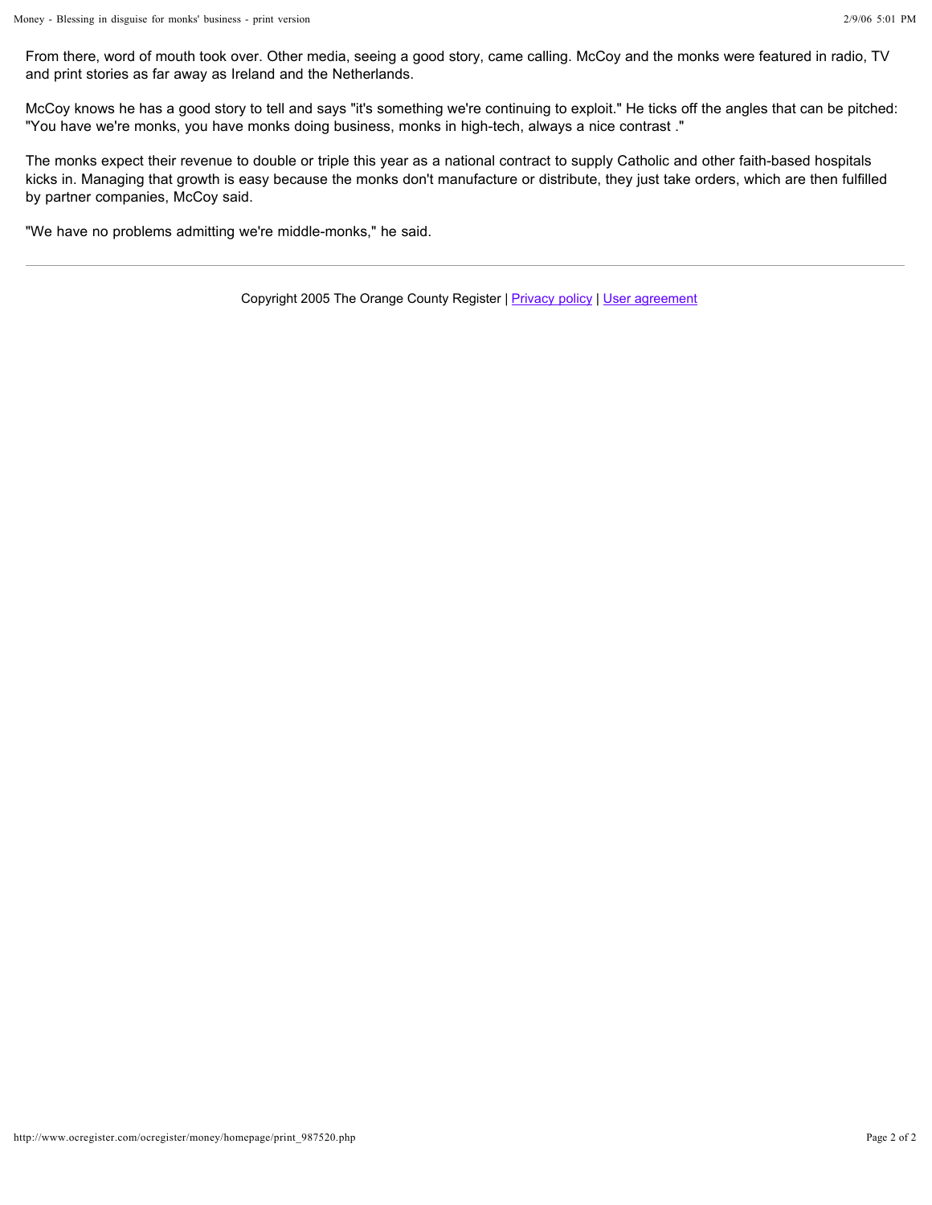From there, word of mouth took over. Other media, seeing a good story, came calling. McCoy and the monks were featured in radio, TV and print stories as far away as Ireland and the Netherlands.

McCoy knows he has a good story to tell and says "it's something we're continuing to exploit." He ticks off the angles that can be pitched: "You have we're monks, you have monks doing business, monks in high-tech, always a nice contrast ."

The monks expect their revenue to double or triple this year as a national contract to supply Catholic and other faith-based hospitals kicks in. Managing that growth is easy because the monks don't manufacture or distribute, they just take orders, which are then fulfilled by partner companies, McCoy said.

"We have no problems admitting we're middle-monks," he said.

---

Copyright 2005 The Orange County Register | Privacy policy | User agreement